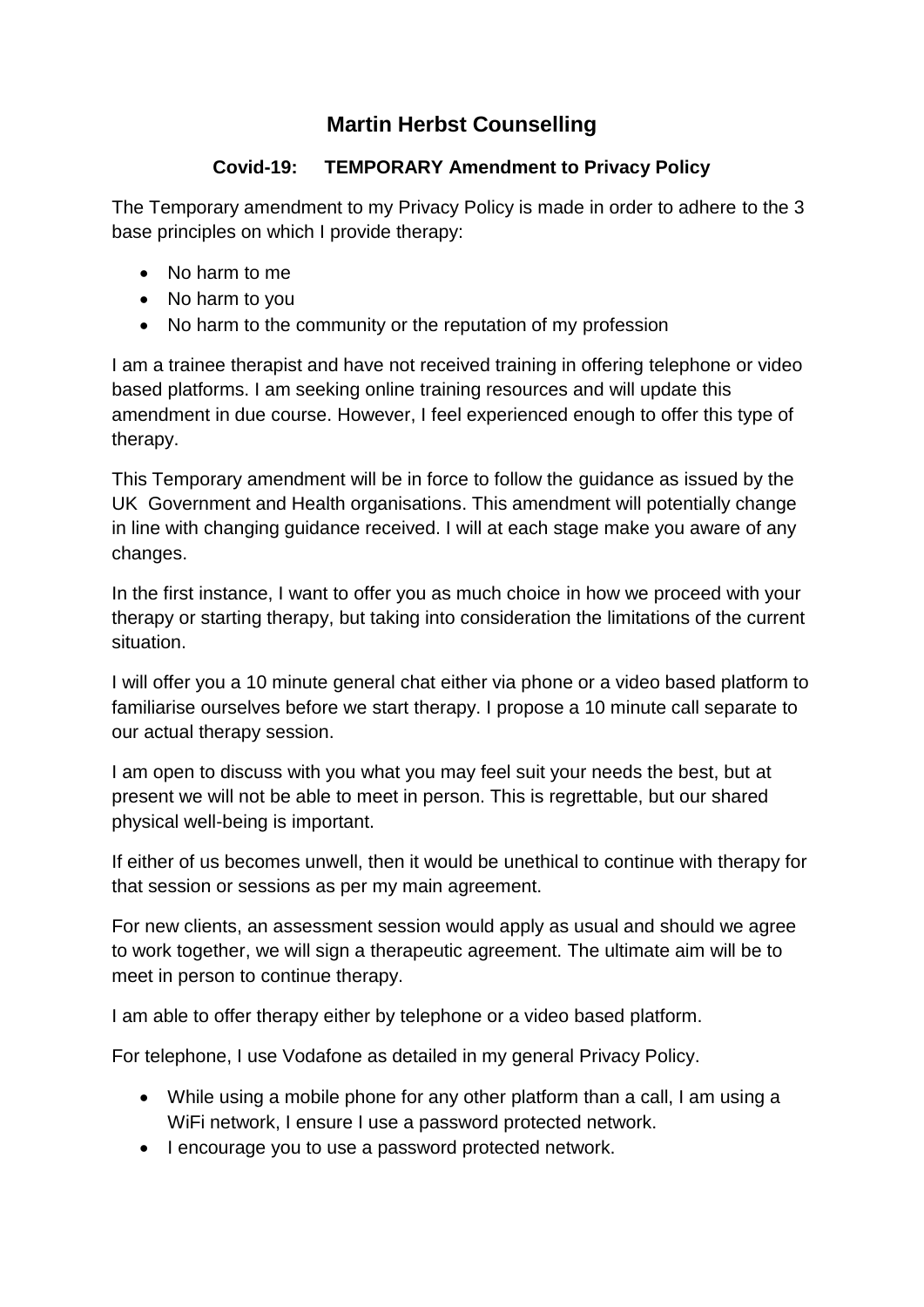# Martin Herbst Counselling

## Covid-19: TEMPORARY Amendment to Privacy Policy

The Temporary amendment to my Privacy Policy is made in order to adhere to the 3 base principles on which I provide therapy:

- No harm to me
- No harm to you
- No harm to the community or the reputation of my profession

I am a trainee therapist and have not received training in offering telephone or video based platforms. I am seeking online training resources and will update this amendment in due course. However, I feel experienced enough to offer this type of therapy.

This Temporary amendment will be in force to follow the guidance as issued by the UK Government and Health organisations. This amendment will potentially change in line with changing guidance received. I will at each stage make you aware of any changes.

In the first instance, I want to offer you as much choice in how we proceed with your therapy or starting therapy, but taking into consideration the limitations of the current situation.

I will offer you a 10 minute general chat either via phone or a video based platform to familiarise ourselves before we start therapy. I propose a 10 minute call separate to our actual therapy session.

I am open to discuss with you what you may feel suit your needs the best, but at present we will not be able to meet in person. This is regrettable, but our shared physical well-being is important.

If either of us becomes unwell, then it would be unethical to continue with therapy for that session or sessions as per my main agreement.

For new clients, an assessment session would apply as usual and should we agree to work together, we will sign a therapeutic agreement. The ultimate aim will be to meet in person to continue therapy.

I am able to offer therapy either by telephone or a video based platform.

For telephone, I use Vodafone as detailed in my general Privacy Policy.

- While using a mobile phone for any other platform than a call, I am using a WiFi network, I ensure I use a password protected network.
- I encourage you to use a password protected network.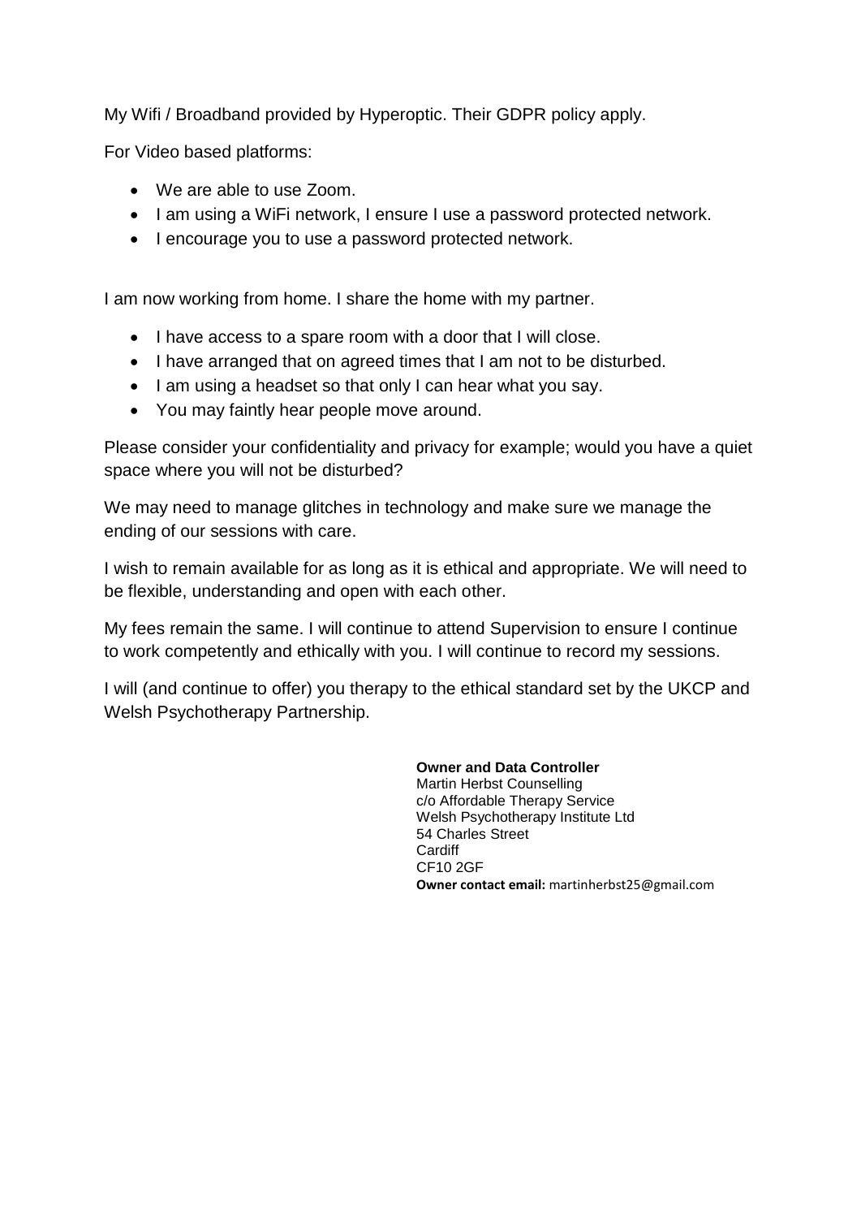My Wifi / Broadband provided by Hyperoptic. Their GDPR policy apply.

For Video based platforms:

- We are able to use Zoom.
- I am using a WiFi network, I ensure I use a password protected network.
- I encourage you to use a password protected network.

I am now working from home. I share the home with my partner.

- I have access to a spare room with a door that I will close.
- I have arranged that on agreed times that I am not to be disturbed.
- I am using a headset so that only I can hear what you say.
- You may faintly hear people move around.

Please consider your confidentiality and privacy for example; would you have a quiet space where you will not be disturbed?

We may need to manage glitches in technology and make sure we manage the ending of our sessions with care.

I wish to remain available for as long as it is ethical and appropriate. We will need to be flexible, understanding and open with each other.

My fees remain the same. I will continue to attend Supervision to ensure I continue to work competently and ethically with you. I will continue to record my sessions.

I will (and continue to offer) you therapy to the ethical standard set by the UKCP and Welsh Psychotherapy Partnership.

**Owner and Data Controller**
Martin Herbst Counselling
c/o Affordable Therapy Service
Welsh Psychotherapy Institute Ltd
54 Charles Street
Cardiff
CF10 2GF
**Owner contact email:** martinherbst25@gmail.com